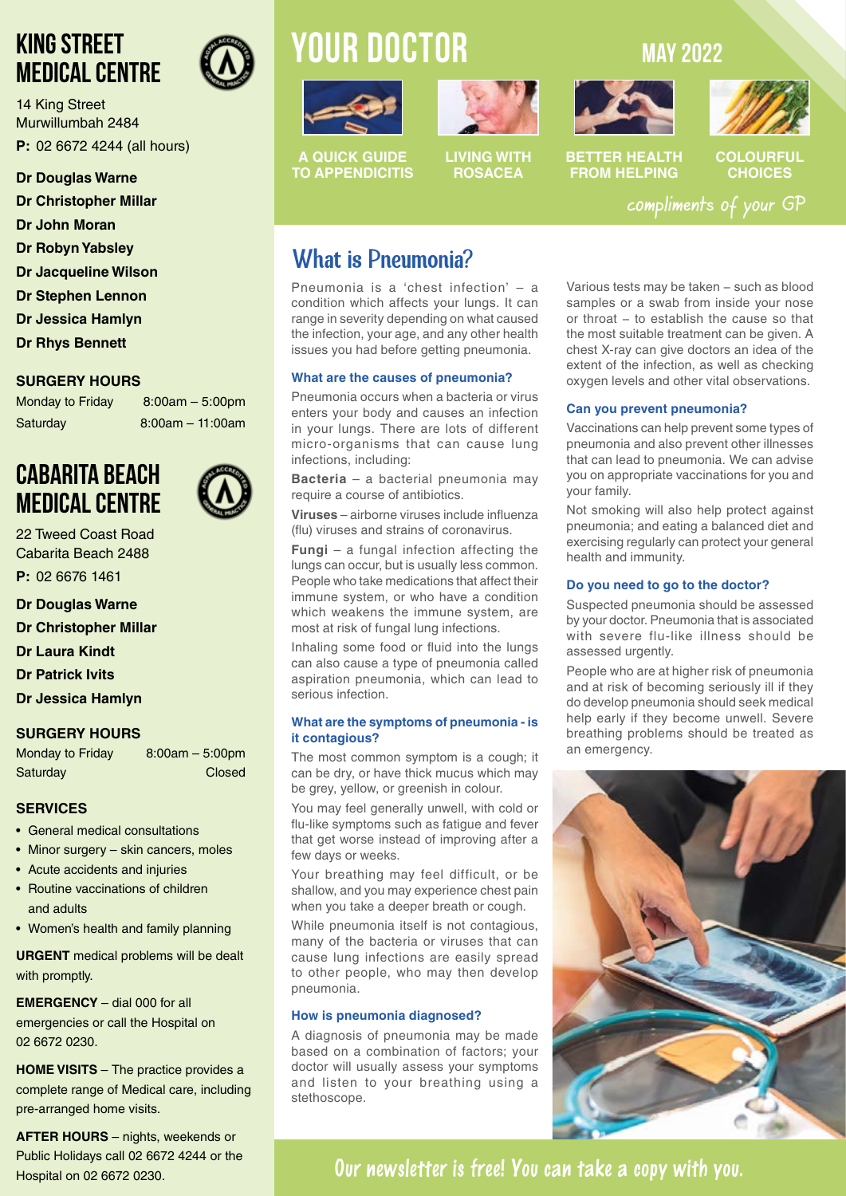# KING STREET MEDICAL CENTRE

14 King Street
Murwillumbah 2484
**P:** 02 6672 4244 (all hours)

**Dr Douglas Warne**
**Dr Christopher Millar**
**Dr John Moran**
**Dr Robyn Yabsley**
**Dr Jacqueline Wilson**
**Dr Stephen Lennon**
**Dr Jessica Hamlyn**
**Dr Rhys Bennett**

### SURGERY HOURS

| | |
|---|---|
| Monday to Friday | 8:00am – 5:00pm |
| Saturday | 8:00am – 11:00am |

# CABARITA BEACH MEDICAL CENTRE

22 Tweed Coast Road
Cabarita Beach 2488
**P:** 02 6676 1461

**Dr Douglas Warne**
**Dr Christopher Millar**
**Dr Laura Kindt**
**Dr Patrick Ivits**
**Dr Jessica Hamlyn**

### SURGERY HOURS

| | |
|---|---|
| Monday to Friday | 8:00am – 5:00pm |
| Saturday | Closed |

### SERVICES

- General medical consultations
- Minor surgery – skin cancers, moles
- Acute accidents and injuries
- Routine vaccinations of children and adults
- Women's health and family planning

**URGENT** medical problems will be dealt with promptly.

**EMERGENCY** – dial 000 for all emergencies or call the Hospital on 02 6672 0230.

**HOME VISITS** – The practice provides a complete range of Medical care, including pre-arranged home visits.

**AFTER HOURS** – nights, weekends or Public Holidays call 02 6672 4244 or the Hospital on 02 6672 0230.

# YOUR DOCTOR

MAY 2022

A QUICK GUIDE TO APPENDICITIS | LIVING WITH ROSACEA | BETTER HEALTH FROM HELPING | COLOURFUL CHOICES

*compliments of your GP*

## What is Pneumonia?

Pneumonia is a 'chest infection' – a condition which affects your lungs. It can range in severity depending on what caused the infection, your age, and any other health issues you had before getting pneumonia.

### What are the causes of pneumonia?

Pneumonia occurs when a bacteria or virus enters your body and causes an infection in your lungs. There are lots of different micro-organisms that can cause lung infections, including:

**Bacteria** – a bacterial pneumonia may require a course of antibiotics.

**Viruses** – airborne viruses include influenza (flu) viruses and strains of coronavirus.

**Fungi** – a fungal infection affecting the lungs can occur, but is usually less common. People who take medications that affect their immune system, or who have a condition which weakens the immune system, are most at risk of fungal lung infections.

Inhaling some food or fluid into the lungs can also cause a type of pneumonia called aspiration pneumonia, which can lead to serious infection.

### What are the symptoms of pneumonia - is it contagious?

The most common symptom is a cough; it can be dry, or have thick mucus which may be grey, yellow, or greenish in colour.

You may feel generally unwell, with cold or flu-like symptoms such as fatigue and fever that get worse instead of improving after a few days or weeks.

Your breathing may feel difficult, or be shallow, and you may experience chest pain when you take a deeper breath or cough.

While pneumonia itself is not contagious, many of the bacteria or viruses that can cause lung infections are easily spread to other people, who may then develop pneumonia.

### How is pneumonia diagnosed?

A diagnosis of pneumonia may be made based on a combination of factors; your doctor will usually assess your symptoms and listen to your breathing using a stethoscope.

Various tests may be taken – such as blood samples or a swab from inside your nose or throat – to establish the cause so that the most suitable treatment can be given. A chest X-ray can give doctors an idea of the extent of the infection, as well as checking oxygen levels and other vital observations.

### Can you prevent pneumonia?

Vaccinations can help prevent some types of pneumonia and also prevent other illnesses that can lead to pneumonia. We can advise you on appropriate vaccinations for you and your family.

Not smoking will also help protect against pneumonia; and eating a balanced diet and exercising regularly can protect your general health and immunity.

### Do you need to go to the doctor?

Suspected pneumonia should be assessed by your doctor. Pneumonia that is associated with severe flu-like illness should be assessed urgently.

People who are at higher risk of pneumonia and at risk of becoming seriously ill if they do develop pneumonia should seek medical help early if they become unwell. Severe breathing problems should be treated as an emergency.

**Our newsletter is free! You can take a copy with you.**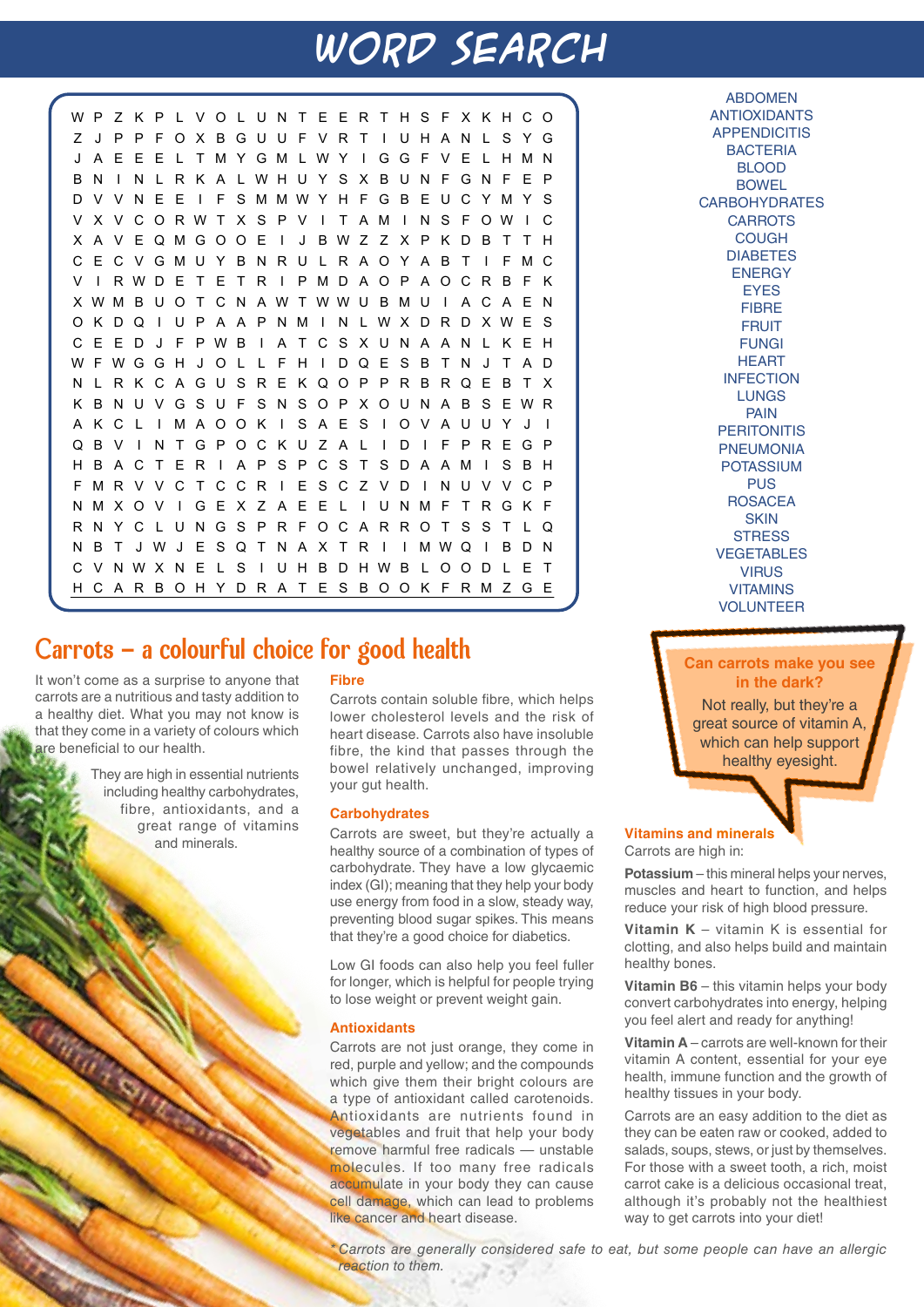# WORD SEARCH

```
W P Z K P L V O L U N T E E R T H S F X K H C O
Z J P P F O X B G U U F V R T I U H A N L S Y G
J A E E E L T M Y G M L W Y I G G F V E L H M N
B N I N L R K A L W H U Y S X B U N F G N F E P
D V V N E E I F S M M W Y H F G B E U C Y M Y S
V X V C O R W T X S P V I T A M I N S F O W I C
X A V E Q M G O O E I J B W Z Z X P K D B T T H
C E C V G M U Y B N R U L R A O Y A B T I F M C
V I R W D E T E T R I P M D A O P A O C R B F K
X W M B U O T C N A W T W W U B M U I A C A E N
O K D Q I U P A A P N M I N L W X D R D X W E S
C E E D J F P W B I A T C S X U N A A N L K E H
W F W G G H J O L L F H I D Q E S B T N J T A D
N L R K C A G U S R E K Q O P P R B R Q E B T X
K B N U V G S U F S N S O P X O U N A B S E W R
A K C L I M A O O K I S A E S I O V A U U Y J I
Q B V I N T G P O C K U Z A L I D I F P R E G P
H B A C T E R I A P S P C S T S D A A M I S B H
F M R V V C T C C R I E S C Z V D I N U V V C P
N M X O V I G E X Z A E E L I U N M F T R G K F
R N Y C L U N G S P R F O C A R R O T S S S T L Q
N B T J W J E S Q T N A X T R I I M W Q I B D N
C V N W X N E L S I U H B D H W B L O O D L E T
H C A R B O H Y D R A T E S B O O K F R M Z G E
```

ABDOMEN
ANTIOXIDANTS
APPENDICITIS
BACTERIA
BLOOD
BOWEL
CARBOHYDRATES
CARROTS
COUGH
DIABETES
ENERGY
EYES
FIBRE
FRUIT
FUNGI
HEART
INFECTION
LUNGS
PAIN
PERITONITIS
PNEUMONIA
POTASSIUM
PUS
ROSACEA
SKIN
STRESS
VEGETABLES
VIRUS
VITAMINS
VOLUNTEER

## Carrots – a colourful choice for good health

It won't come as a surprise to anyone that carrots are a nutritious and tasty addition to a healthy diet. What you may not know is that they come in a variety of colours which are beneficial to our health.

They are high in essential nutrients including healthy carbohydrates, fibre, antioxidants, and a great range of vitamins and minerals.

### Fibre

Carrots contain soluble fibre, which helps lower cholesterol levels and the risk of heart disease. Carrots also have insoluble fibre, the kind that passes through the bowel relatively unchanged, improving your gut health.

### Carbohydrates

Carrots are sweet, but they're actually a healthy source of a combination of types of carbohydrate. They have a low glycaemic index (GI); meaning that they help your body use energy from food in a slow, steady way, preventing blood sugar spikes. This means that they're a good choice for diabetics.

Low GI foods can also help you feel fuller for longer, which is helpful for people trying to lose weight or prevent weight gain.

### Antioxidants

Carrots are not just orange, they come in red, purple and yellow; and the compounds which give them their bright colours are a type of antioxidant called carotenoids. Antioxidants are nutrients found in vegetables and fruit that help your body remove harmful free radicals — unstable molecules. If too many free radicals accumulate in your body they can cause cell damage, which can lead to problems like cancer and heart disease.

**Can carrots make you see in the dark?**

Not really, but they're a great source of vitamin A, which can help support healthy eyesight.

### Vitamins and minerals

Carrots are high in:

**Potassium** – this mineral helps your nerves, muscles and heart to function, and helps reduce your risk of high blood pressure.

**Vitamin K** – vitamin K is essential for clotting, and also helps build and maintain healthy bones.

**Vitamin B6** – this vitamin helps your body convert carbohydrates into energy, helping you feel alert and ready for anything!

**Vitamin A** – carrots are well-known for their vitamin A content, essential for your eye health, immune function and the growth of healthy tissues in your body.

Carrots are an easy addition to the diet as they can be eaten raw or cooked, added to salads, soups, stews, or just by themselves. For those with a sweet tooth, a rich, moist carrot cake is a delicious occasional treat, although it's probably not the healthiest way to get carrots into your diet!

*\* Carrots are generally considered safe to eat, but some people can have an allergic reaction to them.*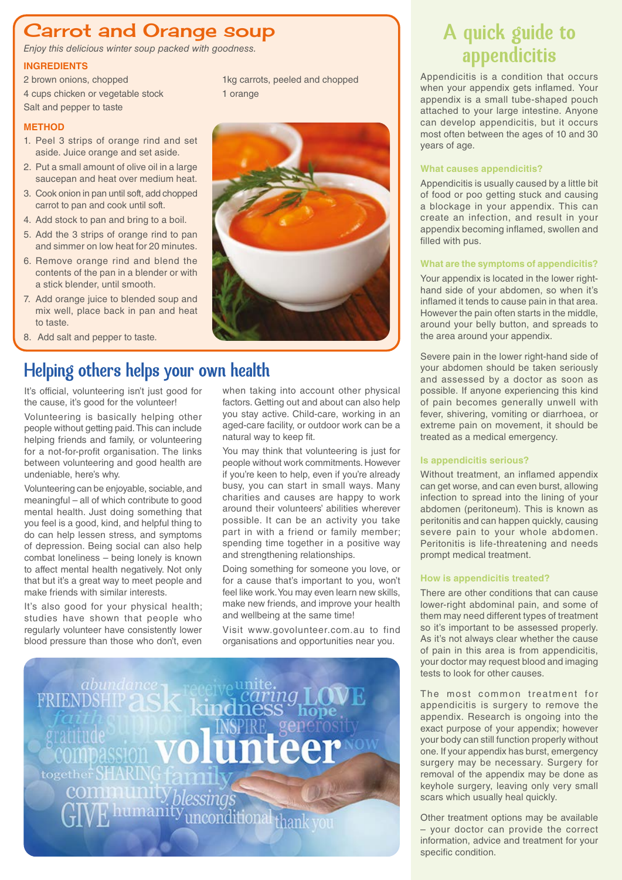# Carrot and Orange soup

*Enjoy this delicious winter soup packed with goodness.*

**INGREDIENTS**

- 2 brown onions, chopped
- 4 cups chicken or vegetable stock
- Salt and pepper to taste
- 1kg carrots, peeled and chopped
- 1 orange

**METHOD**

1. Peel 3 strips of orange rind and set aside. Juice orange and set aside.
2. Put a small amount of olive oil in a large saucepan and heat over medium heat.
3. Cook onion in pan until soft, add chopped carrot to pan and cook until soft.
4. Add stock to pan and bring to a boil.
5. Add the 3 strips of orange rind to pan and simmer on low heat for 20 minutes.
6. Remove orange rind and blend the contents of the pan in a blender or with a stick blender, until smooth.
7. Add orange juice to blended soup and mix well, place back in pan and heat to taste.
8. Add salt and pepper to taste.

# Helping others helps your own health

It's official, volunteering isn't just good for the cause, it's good for the volunteer!

Volunteering is basically helping other people without getting paid. This can include helping friends and family, or volunteering for a not-for-profit organisation. The links between volunteering and good health are undeniable, here's why.

Volunteering can be enjoyable, sociable, and meaningful – all of which contribute to good mental health. Just doing something that you feel is a good, kind, and helpful thing to do can help lessen stress, and symptoms of depression. Being social can also help combat loneliness – being lonely is known to affect mental health negatively. Not only that but it's a great way to meet people and make friends with similar interests.

It's also good for your physical health; studies have shown that people who regularly volunteer have consistently lower blood pressure than those who don't, even when taking into account other physical factors. Getting out and about can also help you stay active. Child-care, working in an aged-care facility, or outdoor work can be a natural way to keep fit.

You may think that volunteering is just for people without work commitments. However if you're keen to help, even if you're already busy, you can start in small ways. Many charities and causes are happy to work around their volunteers' abilities wherever possible. It can be an activity you take part in with a friend or family member; spending time together in a positive way and strengthening relationships.

Doing something for someone you love, or for a cause that's important to you, won't feel like work. You may even learn new skills, make new friends, and improve your health and wellbeing at the same time!

Visit www.govolunteer.com.au to find organisations and opportunities near you.

# A quick guide to appendicitis

Appendicitis is a condition that occurs when your appendix gets inflamed. Your appendix is a small tube-shaped pouch attached to your large intestine. Anyone can develop appendicitis, but it occurs most often between the ages of 10 and 30 years of age.

### What causes appendicitis?

Appendicitis is usually caused by a little bit of food or poo getting stuck and causing a blockage in your appendix. This can create an infection, and result in your appendix becoming inflamed, swollen and filled with pus.

### What are the symptoms of appendicitis?

Your appendix is located in the lower right-hand side of your abdomen, so when it's inflamed it tends to cause pain in that area. However the pain often starts in the middle, around your belly button, and spreads to the area around your appendix.

Severe pain in the lower right-hand side of your abdomen should be taken seriously and assessed by a doctor as soon as possible. If anyone experiencing this kind of pain becomes generally unwell with fever, shivering, vomiting or diarrhoea, or extreme pain on movement, it should be treated as a medical emergency.

### Is appendicitis serious?

Without treatment, an inflamed appendix can get worse, and can even burst, allowing infection to spread into the lining of your abdomen (peritoneum). This is known as peritonitis and can happen quickly, causing severe pain to your whole abdomen. Peritonitis is life-threatening and needs prompt medical treatment.

### How is appendicitis treated?

There are other conditions that can cause lower-right abdominal pain, and some of them may need different types of treatment so it's important to be assessed properly. As it's not always clear whether the cause of pain in this area is from appendicitis, your doctor may request blood and imaging tests to look for other causes.

The most common treatment for appendicitis is surgery to remove the appendix. Research is ongoing into the exact purpose of your appendix; however your body can still function properly without one. If your appendix has burst, emergency surgery may be necessary. Surgery for removal of the appendix may be done as keyhole surgery, leaving only very small scars which usually heal quickly.

Other treatment options may be available – your doctor can provide the correct information, advice and treatment for your specific condition.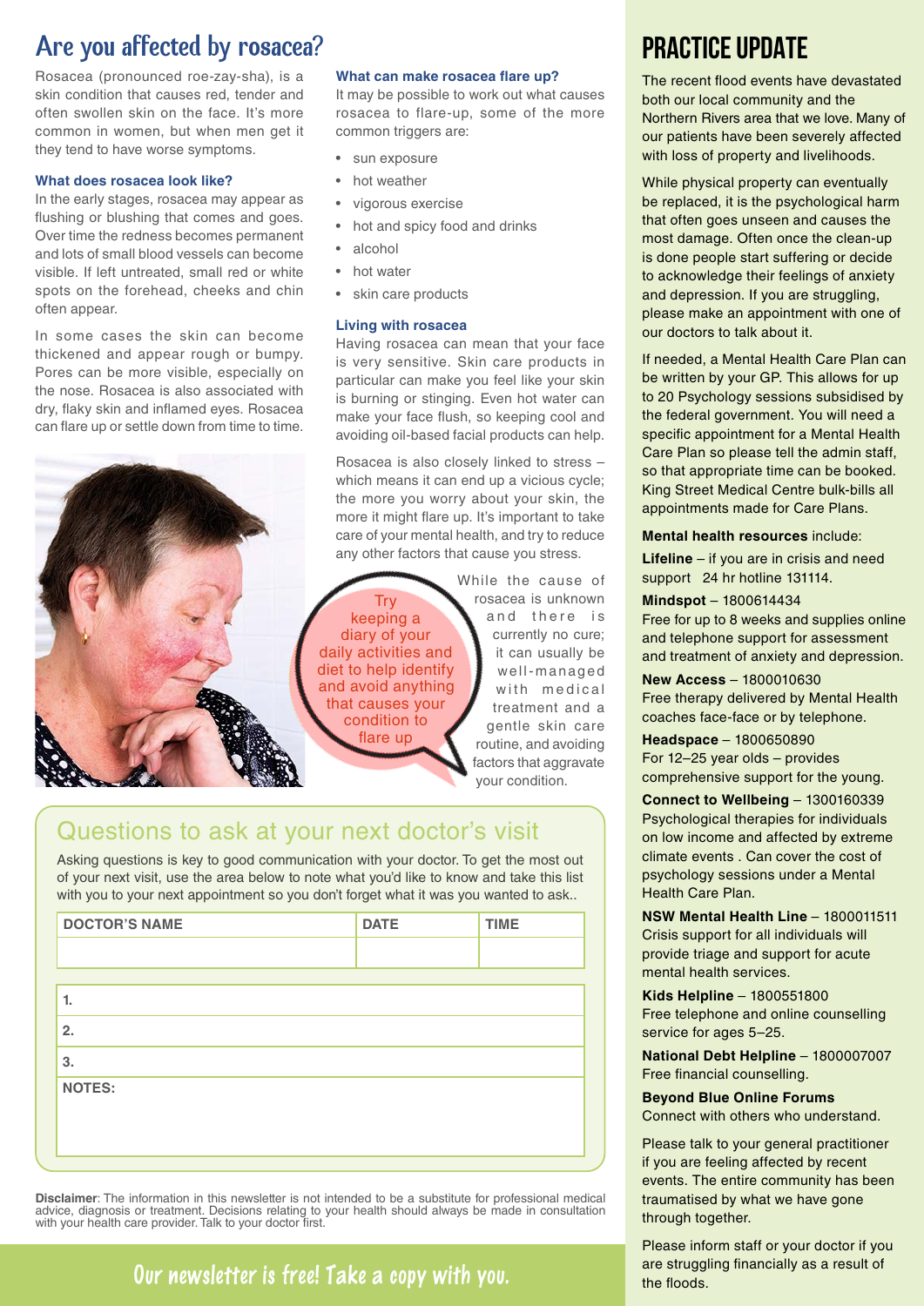# Are you affected by rosacea?

Rosacea (pronounced roe-zay-sha), is a skin condition that causes red, tender and often swollen skin on the face. It's more common in women, but when men get it they tend to have worse symptoms.

### What does rosacea look like?

In the early stages, rosacea may appear as flushing or blushing that comes and goes. Over time the redness becomes permanent and lots of small blood vessels can become visible. If left untreated, small red or white spots on the forehead, cheeks and chin often appear.

In some cases the skin can become thickened and appear rough or bumpy. Pores can be more visible, especially on the nose. Rosacea is also associated with dry, flaky skin and inflamed eyes. Rosacea can flare up or settle down from time to time.

### What can make rosacea flare up?

It may be possible to work out what causes rosacea to flare-up, some of the more common triggers are:

- sun exposure
- hot weather
- vigorous exercise
- hot and spicy food and drinks
- alcohol
- hot water
- skin care products

### Living with rosacea

Having rosacea can mean that your face is very sensitive. Skin care products in particular can make you feel like your skin is burning or stinging. Even hot water can make your face flush, so keeping cool and avoiding oil-based facial products can help.

Rosacea is also closely linked to stress – which means it can end up a vicious cycle; the more you worry about your skin, the more it might flare up. It's important to take care of your mental health, and try to reduce any other factors that cause you stress.

Try keeping a diary of your daily activities and diet to help identify and avoid anything that causes your condition to flare up

While the cause of rosacea is unknown and there is currently no cure; it can usually be well-managed with medical treatment and a gentle skin care routine, and avoiding factors that aggravate your condition.

## Questions to ask at your next doctor's visit

Asking questions is key to good communication with your doctor. To get the most out of your next visit, use the area below to note what you'd like to know and take this list with you to your next appointment so you don't forget what it was you wanted to ask..

| DOCTOR'S NAME | DATE | TIME |
|---|---|---|
| | | |

1.
2.
3.

NOTES:

**Disclaimer**: The information in this newsletter is not intended to be a substitute for professional medical advice, diagnosis or treatment. Decisions relating to your health should always be made in consultation with your health care provider. Talk to your doctor first.

Our newsletter is free! Take a copy with you.

# PRACTICE UPDATE

The recent flood events have devastated both our local community and the Northern Rivers area that we love. Many of our patients have been severely affected with loss of property and livelihoods.

While physical property can eventually be replaced, it is the psychological harm that often goes unseen and causes the most damage. Often once the clean-up is done people start suffering or decide to acknowledge their feelings of anxiety and depression. If you are struggling, please make an appointment with one of our doctors to talk about it.

If needed, a Mental Health Care Plan can be written by your GP. This allows for up to 20 Psychology sessions subsidised by the federal government. You will need a specific appointment for a Mental Health Care Plan so please tell the admin staff, so that appropriate time can be booked. King Street Medical Centre bulk-bills all appointments made for Care Plans.

**Mental health resources** include:

**Lifeline** – if you are in crisis and need support 24 hr hotline 131114.

**Mindspot** – 1800614434
Free for up to 8 weeks and supplies online and telephone support for assessment and treatment of anxiety and depression.

**New Access** – 1800010630
Free therapy delivered by Mental Health coaches face-face or by telephone.

**Headspace** – 1800650890
For 12–25 year olds – provides comprehensive support for the young.

**Connect to Wellbeing** – 1300160339
Psychological therapies for individuals on low income and affected by extreme climate events . Can cover the cost of psychology sessions under a Mental Health Care Plan.

**NSW Mental Health Line** – 1800011511
Crisis support for all individuals will provide triage and support for acute mental health services.

**Kids Helpline** – 1800551800
Free telephone and online counselling service for ages 5–25.

**National Debt Helpline** – 1800007007
Free financial counselling.

**Beyond Blue Online Forums**
Connect with others who understand.

Please talk to your general practitioner if you are feeling affected by recent events. The entire community has been traumatised by what we have gone through together.

Please inform staff or your doctor if you are struggling financially as a result of the floods.